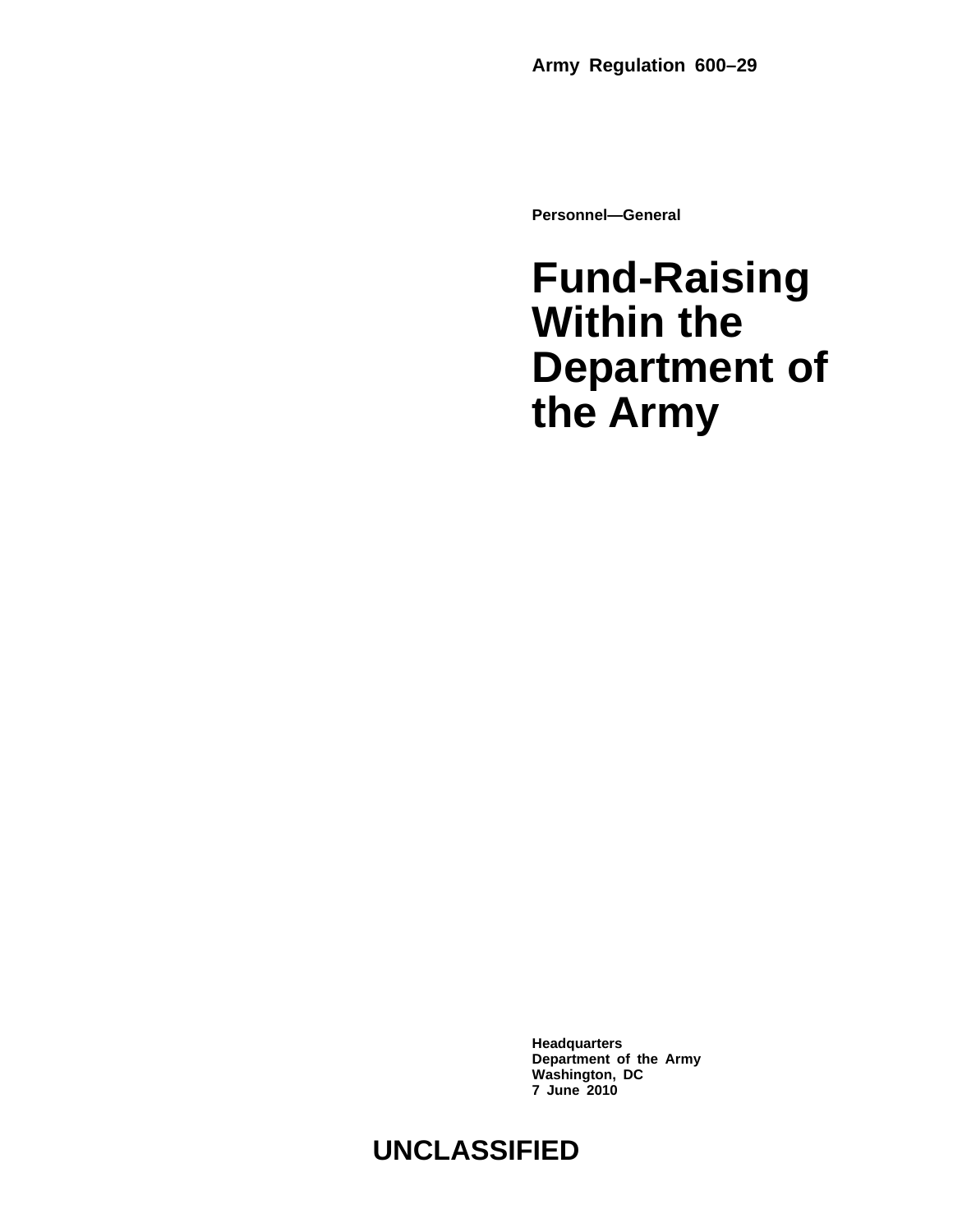**Army Regulation 600–29**

**Personnel—General**

# Fund-Raising Within the Department of the Army

**Headquarters**
**Department of the Army**
**Washington, DC**
**7 June 2010**

**UNCLASSIFIED**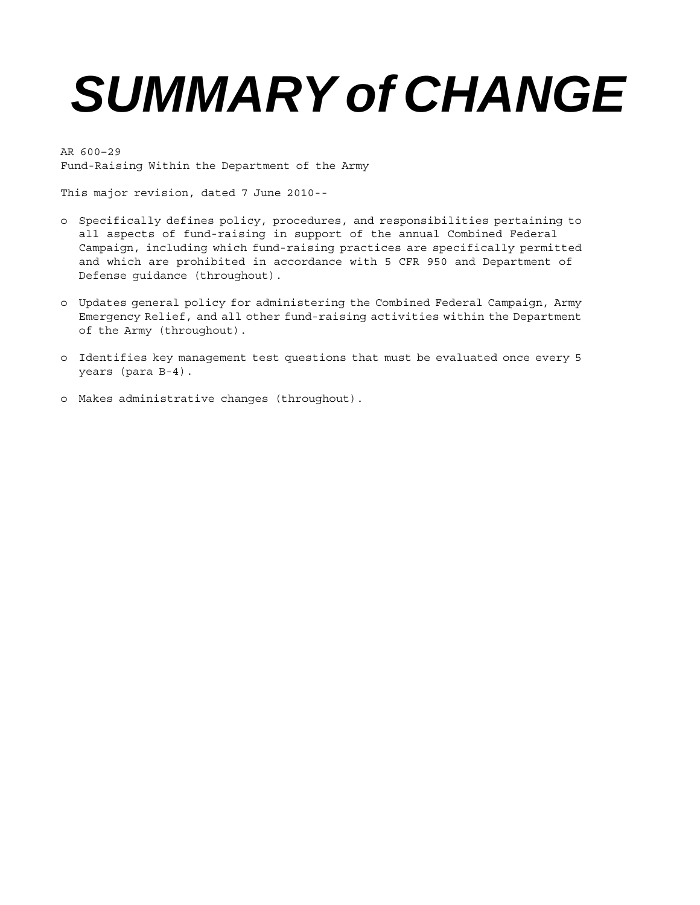# SUMMARY of CHANGE

AR 600–29
Fund-Raising Within the Department of the Army

This major revision, dated 7 June 2010--

- o Specifically defines policy, procedures, and responsibilities pertaining to all aspects of fund-raising in support of the annual Combined Federal Campaign, including which fund-raising practices are specifically permitted and which are prohibited in accordance with 5 CFR 950 and Department of Defense guidance (throughout).

- o Updates general policy for administering the Combined Federal Campaign, Army Emergency Relief, and all other fund-raising activities within the Department of the Army (throughout).

- o Identifies key management test questions that must be evaluated once every 5 years (para B-4).

- o Makes administrative changes (throughout).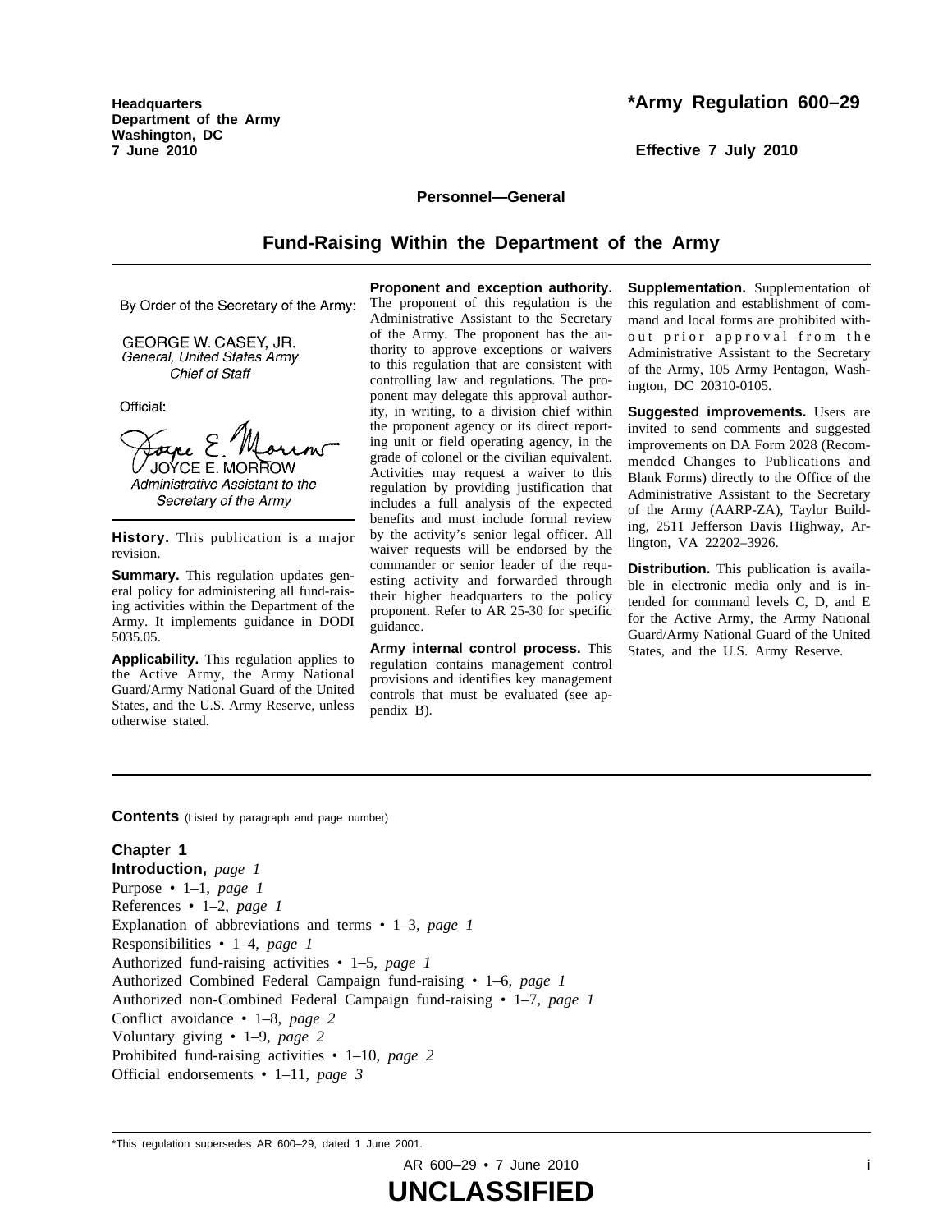Headquarters
Department of the Army
Washington, DC
7 June 2010

# *Army Regulation 600–29

Effective 7 July 2010

**Personnel—General**

## Fund-Raising Within the Department of the Army

By Order of the Secretary of the Army:

GEORGE W. CASEY, JR.
*General, United States Army*
*Chief of Staff*

Official:

JOYCE E. MORROW
*Administrative Assistant to the Secretary of the Army*

**History.** This publication is a major revision.

**Summary.** This regulation updates general policy for administering all fund-raising activities within the Department of the Army. It implements guidance in DODI 5035.05.

**Applicability.** This regulation applies to the Active Army, the Army National Guard/Army National Guard of the United States, and the U.S. Army Reserve, unless otherwise stated.

**Proponent and exception authority.** The proponent of this regulation is the Administrative Assistant to the Secretary of the Army. The proponent has the authority to approve exceptions or waivers to this regulation that are consistent with controlling law and regulations. The proponent may delegate this approval authority, in writing, to a division chief within the proponent agency or its direct reporting unit or field operating agency, in the grade of colonel or the civilian equivalent. Activities may request a waiver to this regulation by providing justification that includes a full analysis of the expected benefits and must include formal review by the activity's senior legal officer. All waiver requests will be endorsed by the commander or senior leader of the requesting activity and forwarded through their higher headquarters to the policy proponent. Refer to AR 25-30 for specific guidance.

**Army internal control process.** This regulation contains management control provisions and identifies key management controls that must be evaluated (see appendix B).

**Supplementation.** Supplementation of this regulation and establishment of command and local forms are prohibited without prior approval from the Administrative Assistant to the Secretary of the Army, 105 Army Pentagon, Washington, DC 20310-0105.

**Suggested improvements.** Users are invited to send comments and suggested improvements on DA Form 2028 (Recommended Changes to Publications and Blank Forms) directly to the Office of the Administrative Assistant to the Secretary of the Army (AARP-ZA), Taylor Building, 2511 Jefferson Davis Highway, Arlington, VA 22202–3926.

**Distribution.** This publication is available in electronic media only and is intended for command levels C, D, and E for the Active Army, the Army National Guard/Army National Guard of the United States, and the U.S. Army Reserve.

**Contents** (Listed by paragraph and page number)

**Chapter 1**
**Introduction,** *page 1*
Purpose • 1–1, *page 1*
References • 1–2, *page 1*
Explanation of abbreviations and terms • 1–3, *page 1*
Responsibilities • 1–4, *page 1*
Authorized fund-raising activities • 1–5, *page 1*
Authorized Combined Federal Campaign fund-raising • 1–6, *page 1*
Authorized non-Combined Federal Campaign fund-raising • 1–7, *page 1*
Conflict avoidance • 1–8, *page 2*
Voluntary giving • 1–9, *page 2*
Prohibited fund-raising activities • 1–10, *page 2*
Official endorsements • 1–11, *page 3*

*This regulation supersedes AR 600–29, dated 1 June 2001.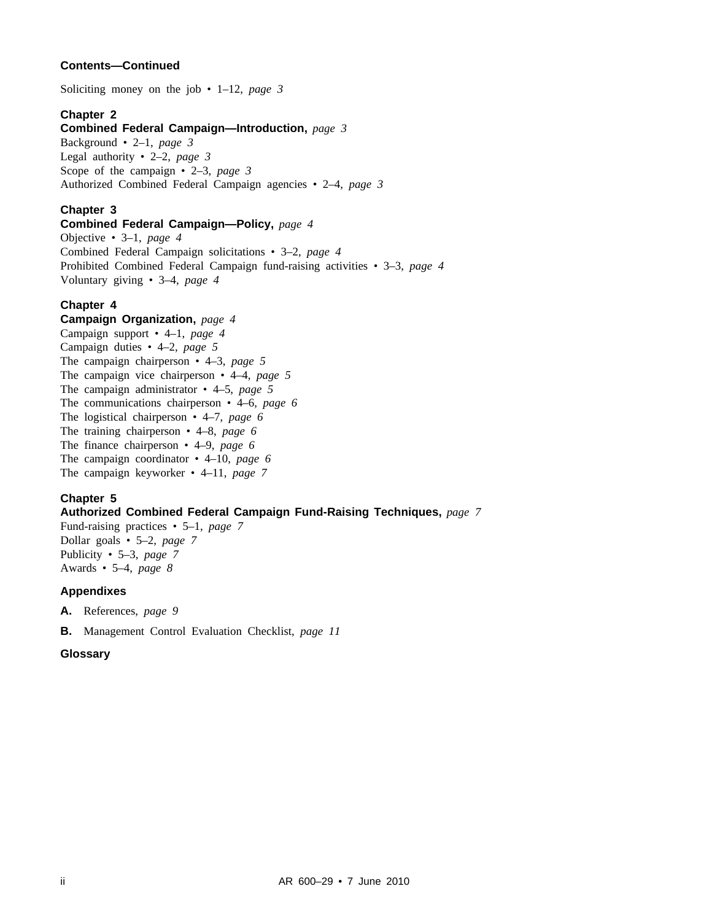**Contents—Continued**

Soliciting money on the job • 1–12, *page 3*

**Chapter 2**
**Combined Federal Campaign—Introduction,** *page 3*
Background • 2–1, *page 3*
Legal authority • 2–2, *page 3*
Scope of the campaign • 2–3, *page 3*
Authorized Combined Federal Campaign agencies • 2–4, *page 3*

**Chapter 3**
**Combined Federal Campaign—Policy,** *page 4*
Objective • 3–1, *page 4*
Combined Federal Campaign solicitations • 3–2, *page 4*
Prohibited Combined Federal Campaign fund-raising activities • 3–3, *page 4*
Voluntary giving • 3–4, *page 4*

**Chapter 4**
**Campaign Organization,** *page 4*
Campaign support • 4–1, *page 4*
Campaign duties • 4–2, *page 5*
The campaign chairperson • 4–3, *page 5*
The campaign vice chairperson • 4–4, *page 5*
The campaign administrator • 4–5, *page 5*
The communications chairperson • 4–6, *page 6*
The logistical chairperson • 4–7, *page 6*
The training chairperson • 4–8, *page 6*
The finance chairperson • 4–9, *page 6*
The campaign coordinator • 4–10, *page 6*
The campaign keyworker • 4–11, *page 7*

**Chapter 5**
**Authorized Combined Federal Campaign Fund-Raising Techniques,** *page 7*
Fund-raising practices • 5–1, *page 7*
Dollar goals • 5–2, *page 7*
Publicity • 5–3, *page 7*
Awards • 5–4, *page 8*

**Appendixes**

**A.** References, *page 9*

**B.** Management Control Evaluation Checklist, *page 11*

**Glossary**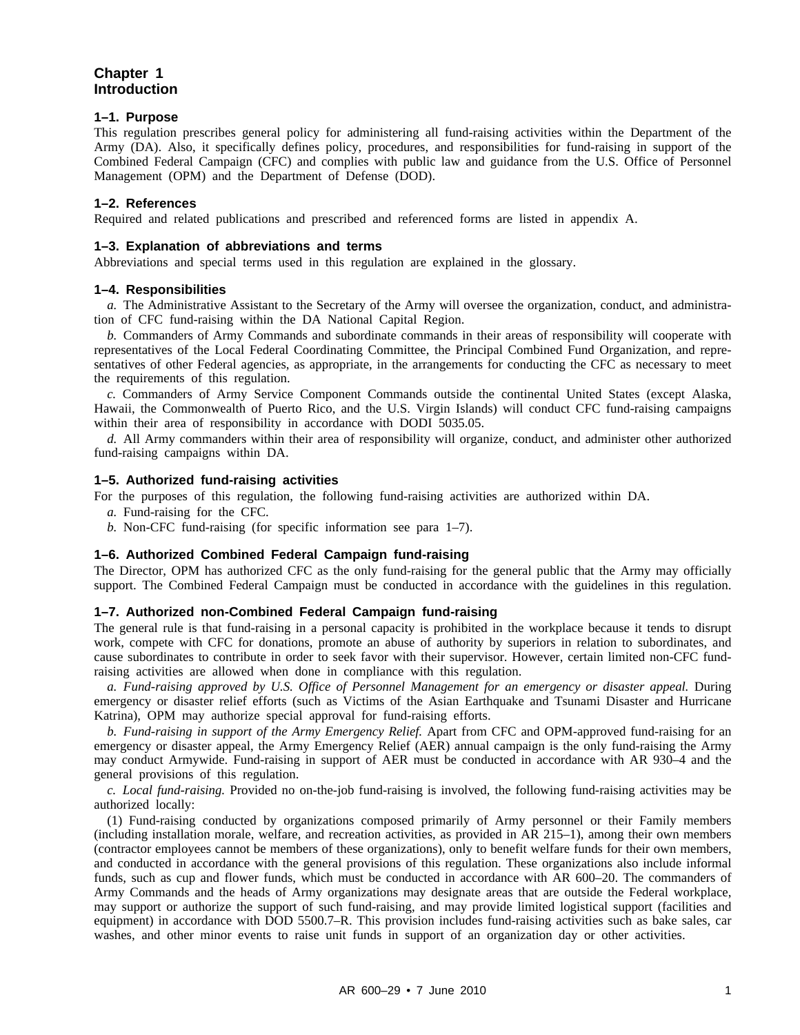# Chapter 1 Introduction

### 1–1. Purpose

This regulation prescribes general policy for administering all fund-raising activities within the Department of the Army (DA). Also, it specifically defines policy, procedures, and responsibilities for fund-raising in support of the Combined Federal Campaign (CFC) and complies with public law and guidance from the U.S. Office of Personnel Management (OPM) and the Department of Defense (DOD).

### 1–2. References

Required and related publications and prescribed and referenced forms are listed in appendix A.

### 1–3. Explanation of abbreviations and terms

Abbreviations and special terms used in this regulation are explained in the glossary.

### 1–4. Responsibilities

*a.* The Administrative Assistant to the Secretary of the Army will oversee the organization, conduct, and administration of CFC fund-raising within the DA National Capital Region.

*b.* Commanders of Army Commands and subordinate commands in their areas of responsibility will cooperate with representatives of the Local Federal Coordinating Committee, the Principal Combined Fund Organization, and representatives of other Federal agencies, as appropriate, in the arrangements for conducting the CFC as necessary to meet the requirements of this regulation.

*c.* Commanders of Army Service Component Commands outside the continental United States (except Alaska, Hawaii, the Commonwealth of Puerto Rico, and the U.S. Virgin Islands) will conduct CFC fund-raising campaigns within their area of responsibility in accordance with DODI 5035.05.

*d.* All Army commanders within their area of responsibility will organize, conduct, and administer other authorized fund-raising campaigns within DA.

### 1–5. Authorized fund-raising activities

For the purposes of this regulation, the following fund-raising activities are authorized within DA.

*a.* Fund-raising for the CFC.

*b.* Non-CFC fund-raising (for specific information see para 1–7).

### 1–6. Authorized Combined Federal Campaign fund-raising

The Director, OPM has authorized CFC as the only fund-raising for the general public that the Army may officially support. The Combined Federal Campaign must be conducted in accordance with the guidelines in this regulation.

### 1–7. Authorized non-Combined Federal Campaign fund-raising

The general rule is that fund-raising in a personal capacity is prohibited in the workplace because it tends to disrupt work, compete with CFC for donations, promote an abuse of authority by superiors in relation to subordinates, and cause subordinates to contribute in order to seek favor with their supervisor. However, certain limited non-CFC fund-raising activities are allowed when done in compliance with this regulation.

*a. Fund-raising approved by U.S. Office of Personnel Management for an emergency or disaster appeal.* During emergency or disaster relief efforts (such as Victims of the Asian Earthquake and Tsunami Disaster and Hurricane Katrina), OPM may authorize special approval for fund-raising efforts.

*b. Fund-raising in support of the Army Emergency Relief.* Apart from CFC and OPM-approved fund-raising for an emergency or disaster appeal, the Army Emergency Relief (AER) annual campaign is the only fund-raising the Army may conduct Armywide. Fund-raising in support of AER must be conducted in accordance with AR 930–4 and the general provisions of this regulation.

*c. Local fund-raising.* Provided no on-the-job fund-raising is involved, the following fund-raising activities may be authorized locally:

(1) Fund-raising conducted by organizations composed primarily of Army personnel or their Family members (including installation morale, welfare, and recreation activities, as provided in AR 215–1), among their own members (contractor employees cannot be members of these organizations), only to benefit welfare funds for their own members, and conducted in accordance with the general provisions of this regulation. These organizations also include informal funds, such as cup and flower funds, which must be conducted in accordance with AR 600–20. The commanders of Army Commands and the heads of Army organizations may designate areas that are outside the Federal workplace, may support or authorize the support of such fund-raising, and may provide limited logistical support (facilities and equipment) in accordance with DOD 5500.7–R. This provision includes fund-raising activities such as bake sales, car washes, and other minor events to raise unit funds in support of an organization day or other activities.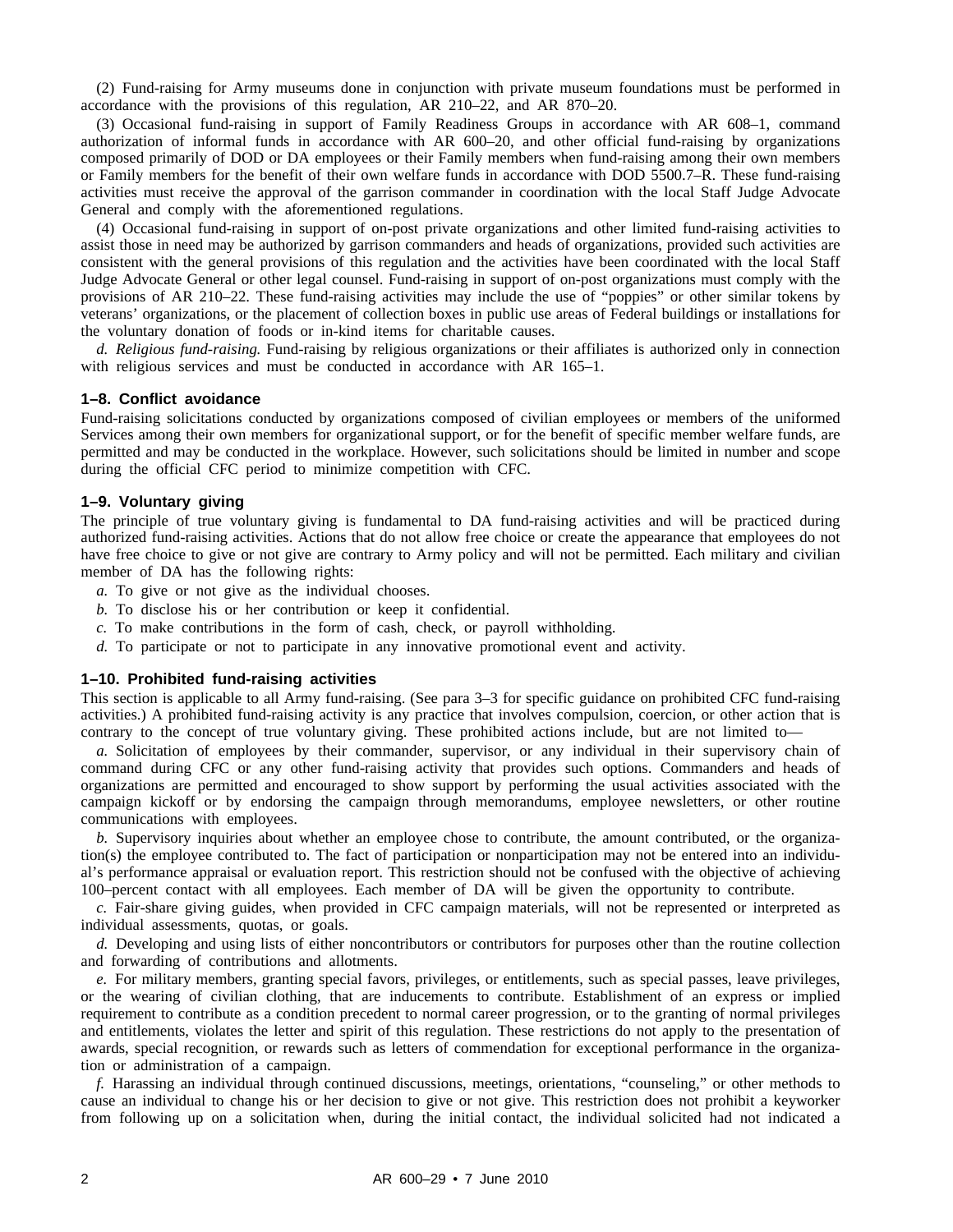(2) Fund-raising for Army museums done in conjunction with private museum foundations must be performed in accordance with the provisions of this regulation, AR 210–22, and AR 870–20.

(3) Occasional fund-raising in support of Family Readiness Groups in accordance with AR 608–1, command authorization of informal funds in accordance with AR 600–20, and other official fund-raising by organizations composed primarily of DOD or DA employees or their Family members when fund-raising among their own members or Family members for the benefit of their own welfare funds in accordance with DOD 5500.7–R. These fund-raising activities must receive the approval of the garrison commander in coordination with the local Staff Judge Advocate General and comply with the aforementioned regulations.

(4) Occasional fund-raising in support of on-post private organizations and other limited fund-raising activities to assist those in need may be authorized by garrison commanders and heads of organizations, provided such activities are consistent with the general provisions of this regulation and the activities have been coordinated with the local Staff Judge Advocate General or other legal counsel. Fund-raising in support of on-post organizations must comply with the provisions of AR 210–22. These fund-raising activities may include the use of "poppies" or other similar tokens by veterans' organizations, or the placement of collection boxes in public use areas of Federal buildings or installations for the voluntary donation of foods or in-kind items for charitable causes.

*d. Religious fund-raising.* Fund-raising by religious organizations or their affiliates is authorized only in connection with religious services and must be conducted in accordance with AR 165–1.

### 1–8. Conflict avoidance

Fund-raising solicitations conducted by organizations composed of civilian employees or members of the uniformed Services among their own members for organizational support, or for the benefit of specific member welfare funds, are permitted and may be conducted in the workplace. However, such solicitations should be limited in number and scope during the official CFC period to minimize competition with CFC.

### 1–9. Voluntary giving

The principle of true voluntary giving is fundamental to DA fund-raising activities and will be practiced during authorized fund-raising activities. Actions that do not allow free choice or create the appearance that employees do not have free choice to give or not give are contrary to Army policy and will not be permitted. Each military and civilian member of DA has the following rights:

*a.* To give or not give as the individual chooses.

*b.* To disclose his or her contribution or keep it confidential.

*c.* To make contributions in the form of cash, check, or payroll withholding.

*d.* To participate or not to participate in any innovative promotional event and activity.

### 1–10. Prohibited fund-raising activities

This section is applicable to all Army fund-raising. (See para 3–3 for specific guidance on prohibited CFC fund-raising activities.) A prohibited fund-raising activity is any practice that involves compulsion, coercion, or other action that is contrary to the concept of true voluntary giving. These prohibited actions include, but are not limited to—

*a.* Solicitation of employees by their commander, supervisor, or any individual in their supervisory chain of command during CFC or any other fund-raising activity that provides such options. Commanders and heads of organizations are permitted and encouraged to show support by performing the usual activities associated with the campaign kickoff or by endorsing the campaign through memorandums, employee newsletters, or other routine communications with employees.

*b.* Supervisory inquiries about whether an employee chose to contribute, the amount contributed, or the organization(s) the employee contributed to. The fact of participation or nonparticipation may not be entered into an individual's performance appraisal or evaluation report. This restriction should not be confused with the objective of achieving 100–percent contact with all employees. Each member of DA will be given the opportunity to contribute.

*c.* Fair-share giving guides, when provided in CFC campaign materials, will not be represented or interpreted as individual assessments, quotas, or goals.

*d.* Developing and using lists of either noncontributors or contributors for purposes other than the routine collection and forwarding of contributions and allotments.

*e.* For military members, granting special favors, privileges, or entitlements, such as special passes, leave privileges, or the wearing of civilian clothing, that are inducements to contribute. Establishment of an express or implied requirement to contribute as a condition precedent to normal career progression, or to the granting of normal privileges and entitlements, violates the letter and spirit of this regulation. These restrictions do not apply to the presentation of awards, special recognition, or rewards such as letters of commendation for exceptional performance in the organization or administration of a campaign.

*f.* Harassing an individual through continued discussions, meetings, orientations, "counseling," or other methods to cause an individual to change his or her decision to give or not give. This restriction does not prohibit a keyworker from following up on a solicitation when, during the initial contact, the individual solicited had not indicated a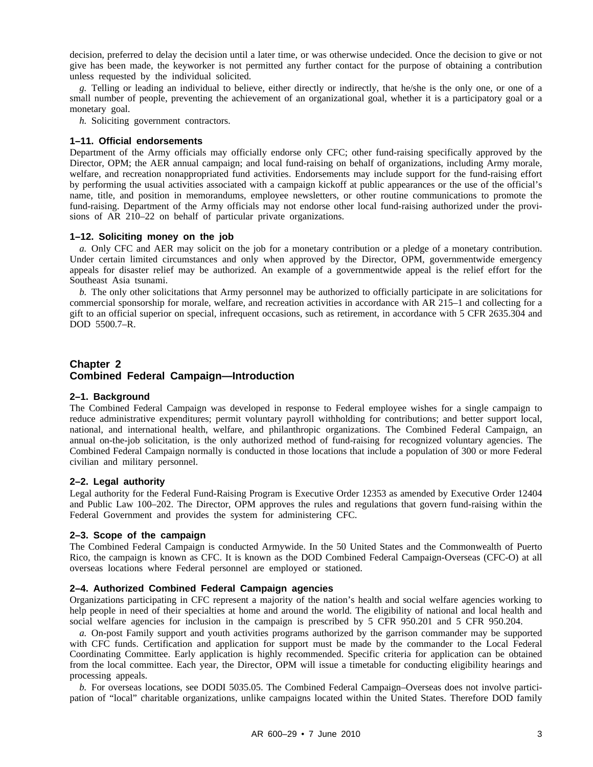decision, preferred to delay the decision until a later time, or was otherwise undecided. Once the decision to give or not give has been made, the keyworker is not permitted any further contact for the purpose of obtaining a contribution unless requested by the individual solicited.

*g.* Telling or leading an individual to believe, either directly or indirectly, that he/she is the only one, or one of a small number of people, preventing the achievement of an organizational goal, whether it is a participatory goal or a monetary goal.

*h.* Soliciting government contractors.

### 1–11. Official endorsements

Department of the Army officials may officially endorse only CFC; other fund-raising specifically approved by the Director, OPM; the AER annual campaign; and local fund-raising on behalf of organizations, including Army morale, welfare, and recreation nonappropriated fund activities. Endorsements may include support for the fund-raising effort by performing the usual activities associated with a campaign kickoff at public appearances or the use of the official's name, title, and position in memorandums, employee newsletters, or other routine communications to promote the fund-raising. Department of the Army officials may not endorse other local fund-raising authorized under the provisions of AR 210–22 on behalf of particular private organizations.

### 1–12. Soliciting money on the job

*a.* Only CFC and AER may solicit on the job for a monetary contribution or a pledge of a monetary contribution. Under certain limited circumstances and only when approved by the Director, OPM, governmentwide emergency appeals for disaster relief may be authorized. An example of a governmentwide appeal is the relief effort for the Southeast Asia tsunami.

*b.* The only other solicitations that Army personnel may be authorized to officially participate in are solicitations for commercial sponsorship for morale, welfare, and recreation activities in accordance with AR 215–1 and collecting for a gift to an official superior on special, infrequent occasions, such as retirement, in accordance with 5 CFR 2635.304 and DOD 5500.7–R.

## Chapter 2
## Combined Federal Campaign—Introduction

### 2–1. Background

The Combined Federal Campaign was developed in response to Federal employee wishes for a single campaign to reduce administrative expenditures; permit voluntary payroll withholding for contributions; and better support local, national, and international health, welfare, and philanthropic organizations. The Combined Federal Campaign, an annual on-the-job solicitation, is the only authorized method of fund-raising for recognized voluntary agencies. The Combined Federal Campaign normally is conducted in those locations that include a population of 300 or more Federal civilian and military personnel.

### 2–2. Legal authority

Legal authority for the Federal Fund-Raising Program is Executive Order 12353 as amended by Executive Order 12404 and Public Law 100–202. The Director, OPM approves the rules and regulations that govern fund-raising within the Federal Government and provides the system for administering CFC.

### 2–3. Scope of the campaign

The Combined Federal Campaign is conducted Armywide. In the 50 United States and the Commonwealth of Puerto Rico, the campaign is known as CFC. It is known as the DOD Combined Federal Campaign-Overseas (CFC-O) at all overseas locations where Federal personnel are employed or stationed.

### 2–4. Authorized Combined Federal Campaign agencies

Organizations participating in CFC represent a majority of the nation's health and social welfare agencies working to help people in need of their specialties at home and around the world. The eligibility of national and local health and social welfare agencies for inclusion in the campaign is prescribed by 5 CFR 950.201 and 5 CFR 950.204.

*a.* On-post Family support and youth activities programs authorized by the garrison commander may be supported with CFC funds. Certification and application for support must be made by the commander to the Local Federal Coordinating Committee. Early application is highly recommended. Specific criteria for application can be obtained from the local committee. Each year, the Director, OPM will issue a timetable for conducting eligibility hearings and processing appeals.

*b.* For overseas locations, see DODI 5035.05. The Combined Federal Campaign–Overseas does not involve participation of "local" charitable organizations, unlike campaigns located within the United States. Therefore DOD family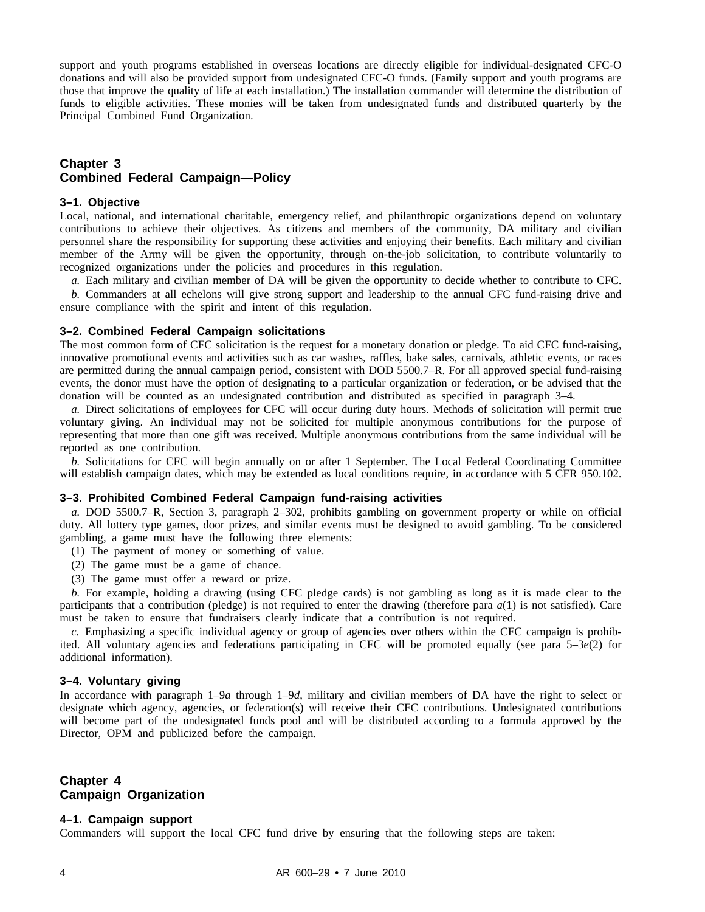support and youth programs established in overseas locations are directly eligible for individual-designated CFC-O donations and will also be provided support from undesignated CFC-O funds. (Family support and youth programs are those that improve the quality of life at each installation.) The installation commander will determine the distribution of funds to eligible activities. These monies will be taken from undesignated funds and distributed quarterly by the Principal Combined Fund Organization.

## Chapter 3
## Combined Federal Campaign—Policy

### 3–1. Objective

Local, national, and international charitable, emergency relief, and philanthropic organizations depend on voluntary contributions to achieve their objectives. As citizens and members of the community, DA military and civilian personnel share the responsibility for supporting these activities and enjoying their benefits. Each military and civilian member of the Army will be given the opportunity, through on-the-job solicitation, to contribute voluntarily to recognized organizations under the policies and procedures in this regulation.

*a.* Each military and civilian member of DA will be given the opportunity to decide whether to contribute to CFC.

*b.* Commanders at all echelons will give strong support and leadership to the annual CFC fund-raising drive and ensure compliance with the spirit and intent of this regulation.

### 3–2. Combined Federal Campaign solicitations

The most common form of CFC solicitation is the request for a monetary donation or pledge. To aid CFC fund-raising, innovative promotional events and activities such as car washes, raffles, bake sales, carnivals, athletic events, or races are permitted during the annual campaign period, consistent with DOD 5500.7–R. For all approved special fund-raising events, the donor must have the option of designating to a particular organization or federation, or be advised that the donation will be counted as an undesignated contribution and distributed as specified in paragraph 3–4.

*a.* Direct solicitations of employees for CFC will occur during duty hours. Methods of solicitation will permit true voluntary giving. An individual may not be solicited for multiple anonymous contributions for the purpose of representing that more than one gift was received. Multiple anonymous contributions from the same individual will be reported as one contribution.

*b.* Solicitations for CFC will begin annually on or after 1 September. The Local Federal Coordinating Committee will establish campaign dates, which may be extended as local conditions require, in accordance with 5 CFR 950.102.

### 3–3. Prohibited Combined Federal Campaign fund-raising activities

*a.* DOD 5500.7–R, Section 3, paragraph 2–302, prohibits gambling on government property or while on official duty. All lottery type games, door prizes, and similar events must be designed to avoid gambling. To be considered gambling, a game must have the following three elements:

(1) The payment of money or something of value.

(2) The game must be a game of chance.

(3) The game must offer a reward or prize.

*b.* For example, holding a drawing (using CFC pledge cards) is not gambling as long as it is made clear to the participants that a contribution (pledge) is not required to enter the drawing (therefore para *a*(1) is not satisfied). Care must be taken to ensure that fundraisers clearly indicate that a contribution is not required.

*c.* Emphasizing a specific individual agency or group of agencies over others within the CFC campaign is prohibited. All voluntary agencies and federations participating in CFC will be promoted equally (see para 5–3*e*(2) for additional information).

### 3–4. Voluntary giving

In accordance with paragraph 1–9*a* through 1–9*d*, military and civilian members of DA have the right to select or designate which agency, agencies, or federation(s) will receive their CFC contributions. Undesignated contributions will become part of the undesignated funds pool and will be distributed according to a formula approved by the Director, OPM and publicized before the campaign.

## Chapter 4
## Campaign Organization

### 4–1. Campaign support

Commanders will support the local CFC fund drive by ensuring that the following steps are taken: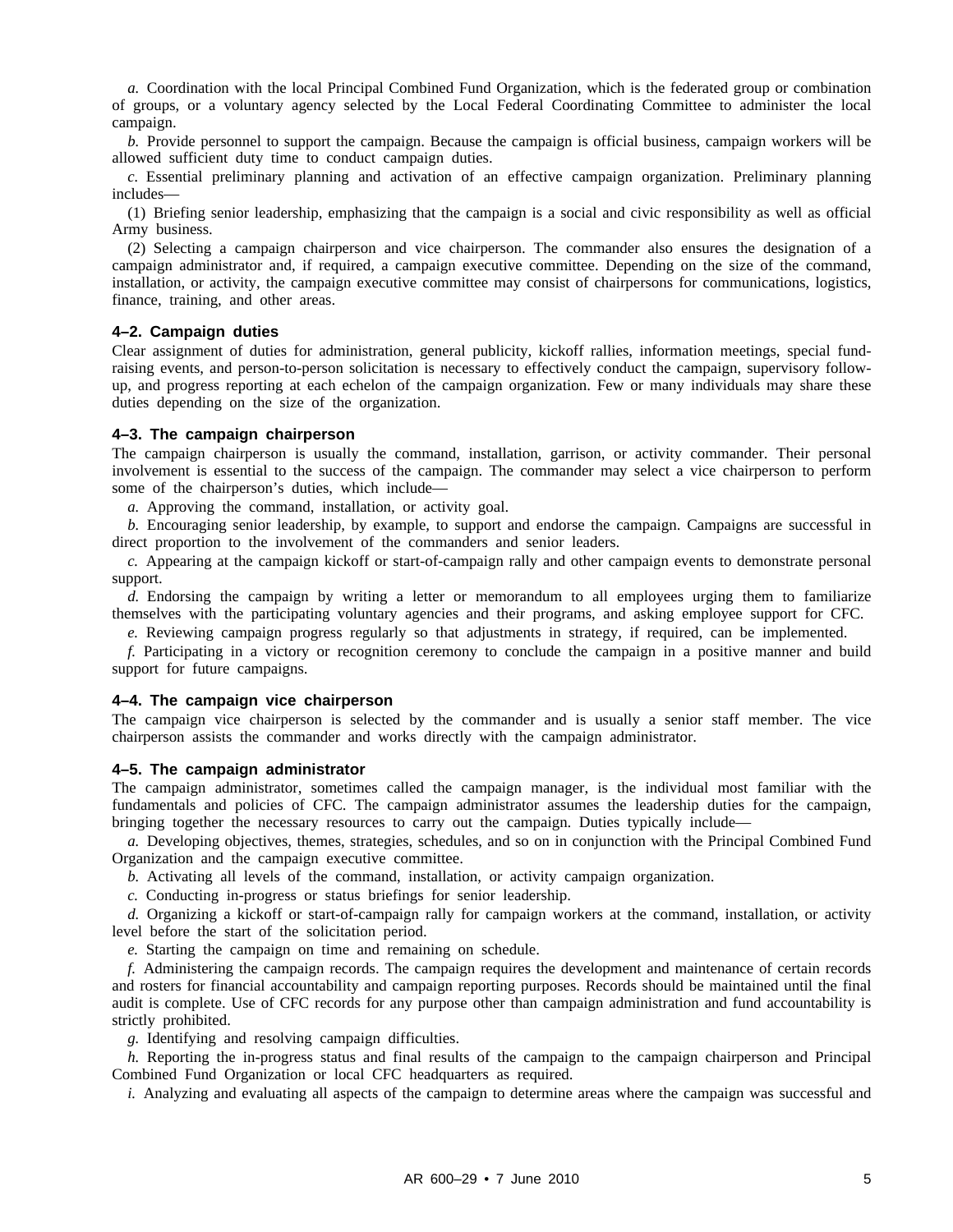*a.* Coordination with the local Principal Combined Fund Organization, which is the federated group or combination of groups, or a voluntary agency selected by the Local Federal Coordinating Committee to administer the local campaign.

*b.* Provide personnel to support the campaign. Because the campaign is official business, campaign workers will be allowed sufficient duty time to conduct campaign duties.

*c.* Essential preliminary planning and activation of an effective campaign organization. Preliminary planning includes—

(1) Briefing senior leadership, emphasizing that the campaign is a social and civic responsibility as well as official Army business.

(2) Selecting a campaign chairperson and vice chairperson. The commander also ensures the designation of a campaign administrator and, if required, a campaign executive committee. Depending on the size of the command, installation, or activity, the campaign executive committee may consist of chairpersons for communications, logistics, finance, training, and other areas.

### 4–2. Campaign duties

Clear assignment of duties for administration, general publicity, kickoff rallies, information meetings, special fund-raising events, and person-to-person solicitation is necessary to effectively conduct the campaign, supervisory follow-up, and progress reporting at each echelon of the campaign organization. Few or many individuals may share these duties depending on the size of the organization.

### 4–3. The campaign chairperson

The campaign chairperson is usually the command, installation, garrison, or activity commander. Their personal involvement is essential to the success of the campaign. The commander may select a vice chairperson to perform some of the chairperson's duties, which include—

*a.* Approving the command, installation, or activity goal.

*b.* Encouraging senior leadership, by example, to support and endorse the campaign. Campaigns are successful in direct proportion to the involvement of the commanders and senior leaders.

*c.* Appearing at the campaign kickoff or start-of-campaign rally and other campaign events to demonstrate personal support.

*d.* Endorsing the campaign by writing a letter or memorandum to all employees urging them to familiarize themselves with the participating voluntary agencies and their programs, and asking employee support for CFC.

*e.* Reviewing campaign progress regularly so that adjustments in strategy, if required, can be implemented.

*f.* Participating in a victory or recognition ceremony to conclude the campaign in a positive manner and build support for future campaigns.

### 4–4. The campaign vice chairperson

The campaign vice chairperson is selected by the commander and is usually a senior staff member. The vice chairperson assists the commander and works directly with the campaign administrator.

### 4–5. The campaign administrator

The campaign administrator, sometimes called the campaign manager, is the individual most familiar with the fundamentals and policies of CFC. The campaign administrator assumes the leadership duties for the campaign, bringing together the necessary resources to carry out the campaign. Duties typically include—

*a.* Developing objectives, themes, strategies, schedules, and so on in conjunction with the Principal Combined Fund Organization and the campaign executive committee.

*b.* Activating all levels of the command, installation, or activity campaign organization.

*c.* Conducting in-progress or status briefings for senior leadership.

*d.* Organizing a kickoff or start-of-campaign rally for campaign workers at the command, installation, or activity level before the start of the solicitation period.

*e.* Starting the campaign on time and remaining on schedule.

*f.* Administering the campaign records. The campaign requires the development and maintenance of certain records and rosters for financial accountability and campaign reporting purposes. Records should be maintained until the final audit is complete. Use of CFC records for any purpose other than campaign administration and fund accountability is strictly prohibited.

*g.* Identifying and resolving campaign difficulties.

*h.* Reporting the in-progress status and final results of the campaign to the campaign chairperson and Principal Combined Fund Organization or local CFC headquarters as required.

*i.* Analyzing and evaluating all aspects of the campaign to determine areas where the campaign was successful and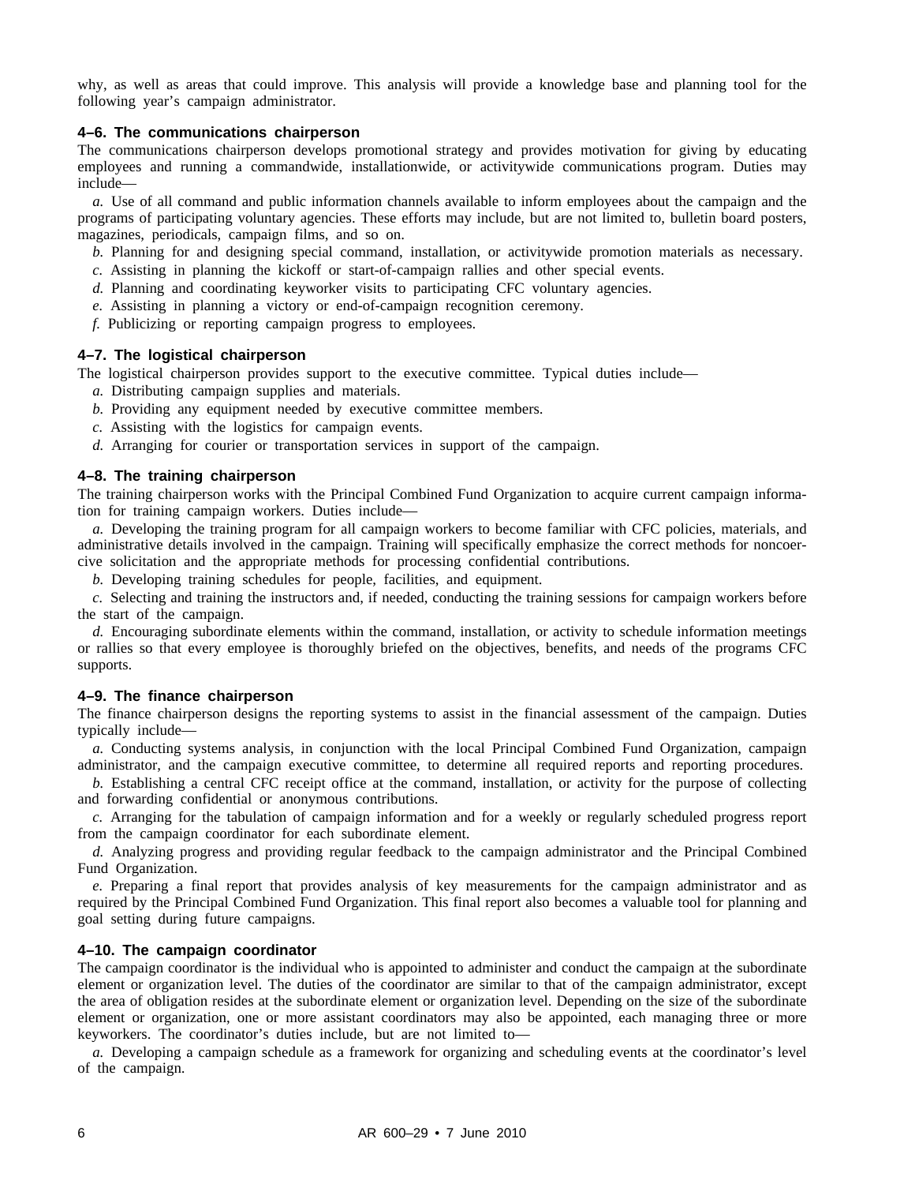why, as well as areas that could improve. This analysis will provide a knowledge base and planning tool for the following year's campaign administrator.

### 4–6. The communications chairperson

The communications chairperson develops promotional strategy and provides motivation for giving by educating employees and running a commandwide, installationwide, or activitywide communications program. Duties may include—

*a.* Use of all command and public information channels available to inform employees about the campaign and the programs of participating voluntary agencies. These efforts may include, but are not limited to, bulletin board posters, magazines, periodicals, campaign films, and so on.

*b.* Planning for and designing special command, installation, or activitywide promotion materials as necessary.

*c.* Assisting in planning the kickoff or start-of-campaign rallies and other special events.

*d.* Planning and coordinating keyworker visits to participating CFC voluntary agencies.

*e.* Assisting in planning a victory or end-of-campaign recognition ceremony.

*f.* Publicizing or reporting campaign progress to employees.

### 4–7. The logistical chairperson

The logistical chairperson provides support to the executive committee. Typical duties include—

*a.* Distributing campaign supplies and materials.

*b.* Providing any equipment needed by executive committee members.

*c.* Assisting with the logistics for campaign events.

*d.* Arranging for courier or transportation services in support of the campaign.

### 4–8. The training chairperson

The training chairperson works with the Principal Combined Fund Organization to acquire current campaign information for training campaign workers. Duties include—

*a.* Developing the training program for all campaign workers to become familiar with CFC policies, materials, and administrative details involved in the campaign. Training will specifically emphasize the correct methods for noncoercive solicitation and the appropriate methods for processing confidential contributions.

*b.* Developing training schedules for people, facilities, and equipment.

*c.* Selecting and training the instructors and, if needed, conducting the training sessions for campaign workers before the start of the campaign.

*d.* Encouraging subordinate elements within the command, installation, or activity to schedule information meetings or rallies so that every employee is thoroughly briefed on the objectives, benefits, and needs of the programs CFC supports.

### 4–9. The finance chairperson

The finance chairperson designs the reporting systems to assist in the financial assessment of the campaign. Duties typically include—

*a.* Conducting systems analysis, in conjunction with the local Principal Combined Fund Organization, campaign administrator, and the campaign executive committee, to determine all required reports and reporting procedures.

*b.* Establishing a central CFC receipt office at the command, installation, or activity for the purpose of collecting and forwarding confidential or anonymous contributions.

*c.* Arranging for the tabulation of campaign information and for a weekly or regularly scheduled progress report from the campaign coordinator for each subordinate element.

*d.* Analyzing progress and providing regular feedback to the campaign administrator and the Principal Combined Fund Organization.

*e.* Preparing a final report that provides analysis of key measurements for the campaign administrator and as required by the Principal Combined Fund Organization. This final report also becomes a valuable tool for planning and goal setting during future campaigns.

### 4–10. The campaign coordinator

The campaign coordinator is the individual who is appointed to administer and conduct the campaign at the subordinate element or organization level. The duties of the coordinator are similar to that of the campaign administrator, except the area of obligation resides at the subordinate element or organization level. Depending on the size of the subordinate element or organization, one or more assistant coordinators may also be appointed, each managing three or more keyworkers. The coordinator's duties include, but are not limited to—

*a.* Developing a campaign schedule as a framework for organizing and scheduling events at the coordinator's level of the campaign.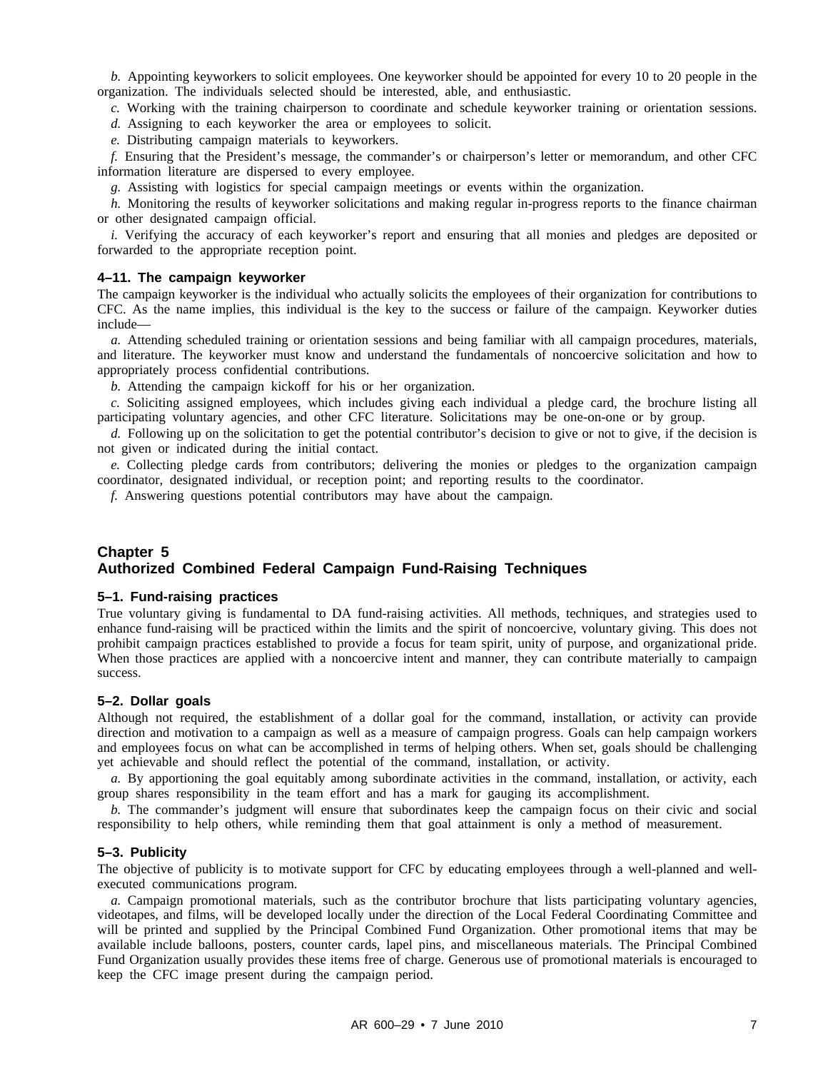*b.* Appointing keyworkers to solicit employees. One keyworker should be appointed for every 10 to 20 people in the organization. The individuals selected should be interested, able, and enthusiastic.

*c.* Working with the training chairperson to coordinate and schedule keyworker training or orientation sessions.

*d.* Assigning to each keyworker the area or employees to solicit.

*e.* Distributing campaign materials to keyworkers.

*f.* Ensuring that the President's message, the commander's or chairperson's letter or memorandum, and other CFC information literature are dispersed to every employee.

*g.* Assisting with logistics for special campaign meetings or events within the organization.

*h.* Monitoring the results of keyworker solicitations and making regular in-progress reports to the finance chairman or other designated campaign official.

*i.* Verifying the accuracy of each keyworker's report and ensuring that all monies and pledges are deposited or forwarded to the appropriate reception point.

### 4–11. The campaign keyworker

The campaign keyworker is the individual who actually solicits the employees of their organization for contributions to CFC. As the name implies, this individual is the key to the success or failure of the campaign. Keyworker duties include—

*a.* Attending scheduled training or orientation sessions and being familiar with all campaign procedures, materials, and literature. The keyworker must know and understand the fundamentals of noncoercive solicitation and how to appropriately process confidential contributions.

*b.* Attending the campaign kickoff for his or her organization.

*c.* Soliciting assigned employees, which includes giving each individual a pledge card, the brochure listing all participating voluntary agencies, and other CFC literature. Solicitations may be one-on-one or by group.

*d.* Following up on the solicitation to get the potential contributor's decision to give or not to give, if the decision is not given or indicated during the initial contact.

*e.* Collecting pledge cards from contributors; delivering the monies or pledges to the organization campaign coordinator, designated individual, or reception point; and reporting results to the coordinator.

*f.* Answering questions potential contributors may have about the campaign.

## Chapter 5
## Authorized Combined Federal Campaign Fund-Raising Techniques

### 5–1. Fund-raising practices

True voluntary giving is fundamental to DA fund-raising activities. All methods, techniques, and strategies used to enhance fund-raising will be practiced within the limits and the spirit of noncoercive, voluntary giving. This does not prohibit campaign practices established to provide a focus for team spirit, unity of purpose, and organizational pride. When those practices are applied with a noncoercive intent and manner, they can contribute materially to campaign success.

### 5–2. Dollar goals

Although not required, the establishment of a dollar goal for the command, installation, or activity can provide direction and motivation to a campaign as well as a measure of campaign progress. Goals can help campaign workers and employees focus on what can be accomplished in terms of helping others. When set, goals should be challenging yet achievable and should reflect the potential of the command, installation, or activity.

*a.* By apportioning the goal equitably among subordinate activities in the command, installation, or activity, each group shares responsibility in the team effort and has a mark for gauging its accomplishment.

*b.* The commander's judgment will ensure that subordinates keep the campaign focus on their civic and social responsibility to help others, while reminding them that goal attainment is only a method of measurement.

### 5–3. Publicity

The objective of publicity is to motivate support for CFC by educating employees through a well-planned and well-executed communications program.

*a.* Campaign promotional materials, such as the contributor brochure that lists participating voluntary agencies, videotapes, and films, will be developed locally under the direction of the Local Federal Coordinating Committee and will be printed and supplied by the Principal Combined Fund Organization. Other promotional items that may be available include balloons, posters, counter cards, lapel pins, and miscellaneous materials. The Principal Combined Fund Organization usually provides these items free of charge. Generous use of promotional materials is encouraged to keep the CFC image present during the campaign period.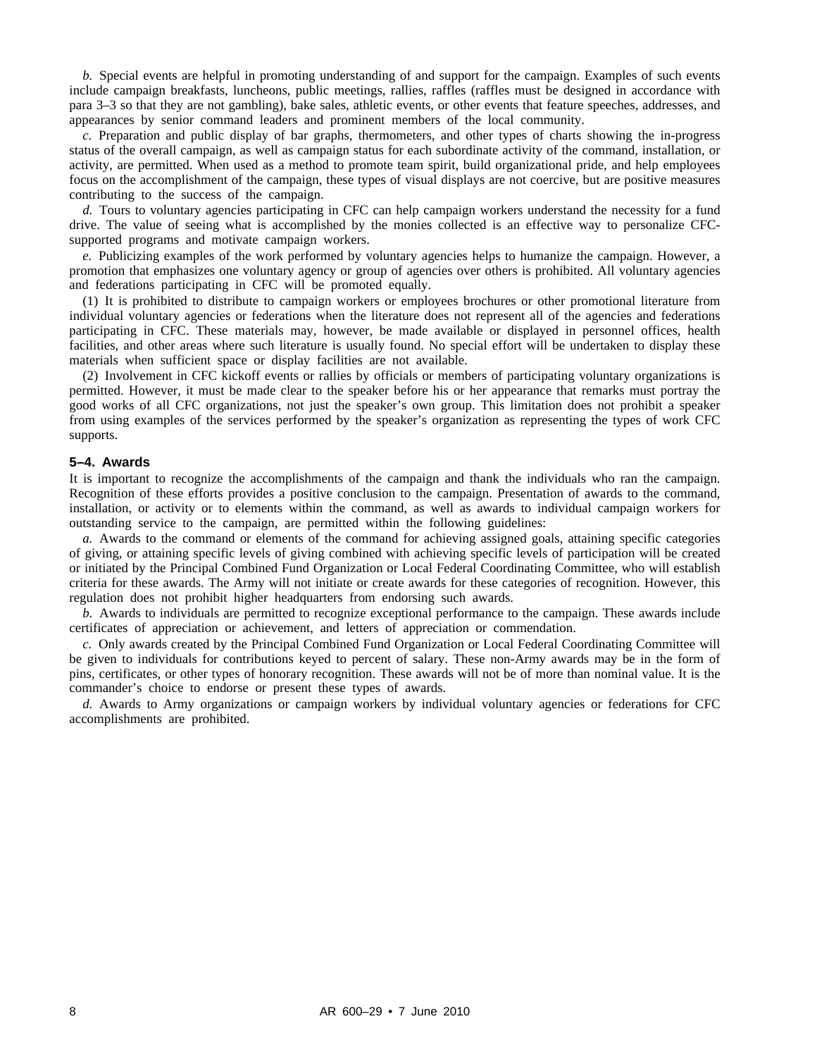*b.* Special events are helpful in promoting understanding of and support for the campaign. Examples of such events include campaign breakfasts, luncheons, public meetings, rallies, raffles (raffles must be designed in accordance with para 3–3 so that they are not gambling), bake sales, athletic events, or other events that feature speeches, addresses, and appearances by senior command leaders and prominent members of the local community.

*c.* Preparation and public display of bar graphs, thermometers, and other types of charts showing the in-progress status of the overall campaign, as well as campaign status for each subordinate activity of the command, installation, or activity, are permitted. When used as a method to promote team spirit, build organizational pride, and help employees focus on the accomplishment of the campaign, these types of visual displays are not coercive, but are positive measures contributing to the success of the campaign.

*d.* Tours to voluntary agencies participating in CFC can help campaign workers understand the necessity for a fund drive. The value of seeing what is accomplished by the monies collected is an effective way to personalize CFC-supported programs and motivate campaign workers.

*e.* Publicizing examples of the work performed by voluntary agencies helps to humanize the campaign. However, a promotion that emphasizes one voluntary agency or group of agencies over others is prohibited. All voluntary agencies and federations participating in CFC will be promoted equally.

(1) It is prohibited to distribute to campaign workers or employees brochures or other promotional literature from individual voluntary agencies or federations when the literature does not represent all of the agencies and federations participating in CFC. These materials may, however, be made available or displayed in personnel offices, health facilities, and other areas where such literature is usually found. No special effort will be undertaken to display these materials when sufficient space or display facilities are not available.

(2) Involvement in CFC kickoff events or rallies by officials or members of participating voluntary organizations is permitted. However, it must be made clear to the speaker before his or her appearance that remarks must portray the good works of all CFC organizations, not just the speaker's own group. This limitation does not prohibit a speaker from using examples of the services performed by the speaker's organization as representing the types of work CFC supports.

### 5–4. Awards

It is important to recognize the accomplishments of the campaign and thank the individuals who ran the campaign. Recognition of these efforts provides a positive conclusion to the campaign. Presentation of awards to the command, installation, or activity or to elements within the command, as well as awards to individual campaign workers for outstanding service to the campaign, are permitted within the following guidelines:

*a.* Awards to the command or elements of the command for achieving assigned goals, attaining specific categories of giving, or attaining specific levels of giving combined with achieving specific levels of participation will be created or initiated by the Principal Combined Fund Organization or Local Federal Coordinating Committee, who will establish criteria for these awards. The Army will not initiate or create awards for these categories of recognition. However, this regulation does not prohibit higher headquarters from endorsing such awards.

*b.* Awards to individuals are permitted to recognize exceptional performance to the campaign. These awards include certificates of appreciation or achievement, and letters of appreciation or commendation.

*c.* Only awards created by the Principal Combined Fund Organization or Local Federal Coordinating Committee will be given to individuals for contributions keyed to percent of salary. These non-Army awards may be in the form of pins, certificates, or other types of honorary recognition. These awards will not be of more than nominal value. It is the commander's choice to endorse or present these types of awards.

*d.* Awards to Army organizations or campaign workers by individual voluntary agencies or federations for CFC accomplishments are prohibited.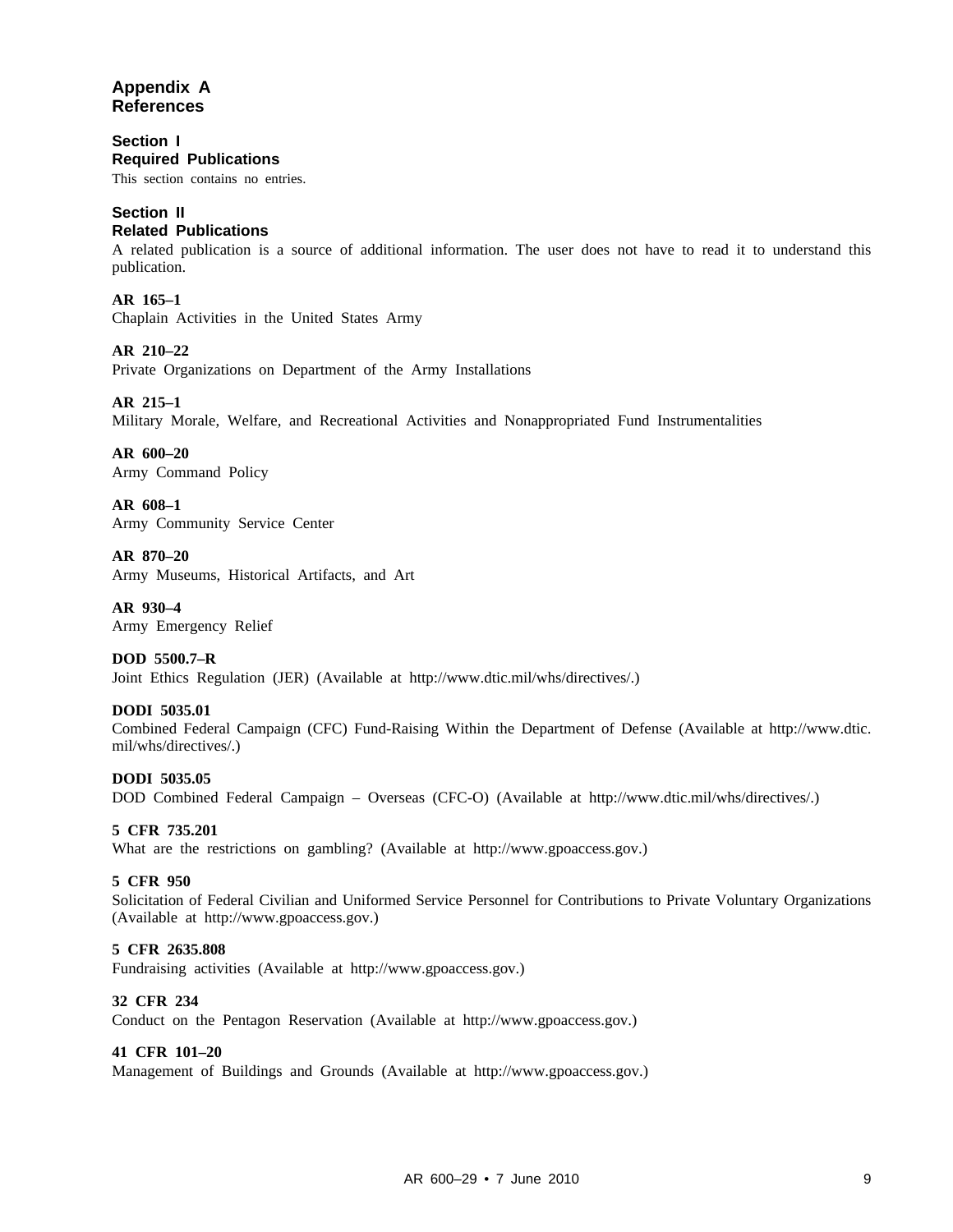# Appendix A
# References

## Section I
## Required Publications

This section contains no entries.

## Section II
## Related Publications

A related publication is a source of additional information. The user does not have to read it to understand this publication.

**AR 165–1**
Chaplain Activities in the United States Army

**AR 210–22**
Private Organizations on Department of the Army Installations

**AR 215–1**
Military Morale, Welfare, and Recreational Activities and Nonappropriated Fund Instrumentalities

**AR 600–20**
Army Command Policy

**AR 608–1**
Army Community Service Center

**AR 870–20**
Army Museums, Historical Artifacts, and Art

**AR 930–4**
Army Emergency Relief

**DOD 5500.7–R**
Joint Ethics Regulation (JER) (Available at http://www.dtic.mil/whs/directives/.)

**DODI 5035.01**
Combined Federal Campaign (CFC) Fund-Raising Within the Department of Defense (Available at http://www.dtic.mil/whs/directives/.)

**DODI 5035.05**
DOD Combined Federal Campaign – Overseas (CFC-O) (Available at http://www.dtic.mil/whs/directives/.)

**5 CFR 735.201**
What are the restrictions on gambling? (Available at http://www.gpoaccess.gov.)

**5 CFR 950**
Solicitation of Federal Civilian and Uniformed Service Personnel for Contributions to Private Voluntary Organizations (Available at http://www.gpoaccess.gov.)

**5 CFR 2635.808**
Fundraising activities (Available at http://www.gpoaccess.gov.)

**32 CFR 234**
Conduct on the Pentagon Reservation (Available at http://www.gpoaccess.gov.)

**41 CFR 101–20**
Management of Buildings and Grounds (Available at http://www.gpoaccess.gov.)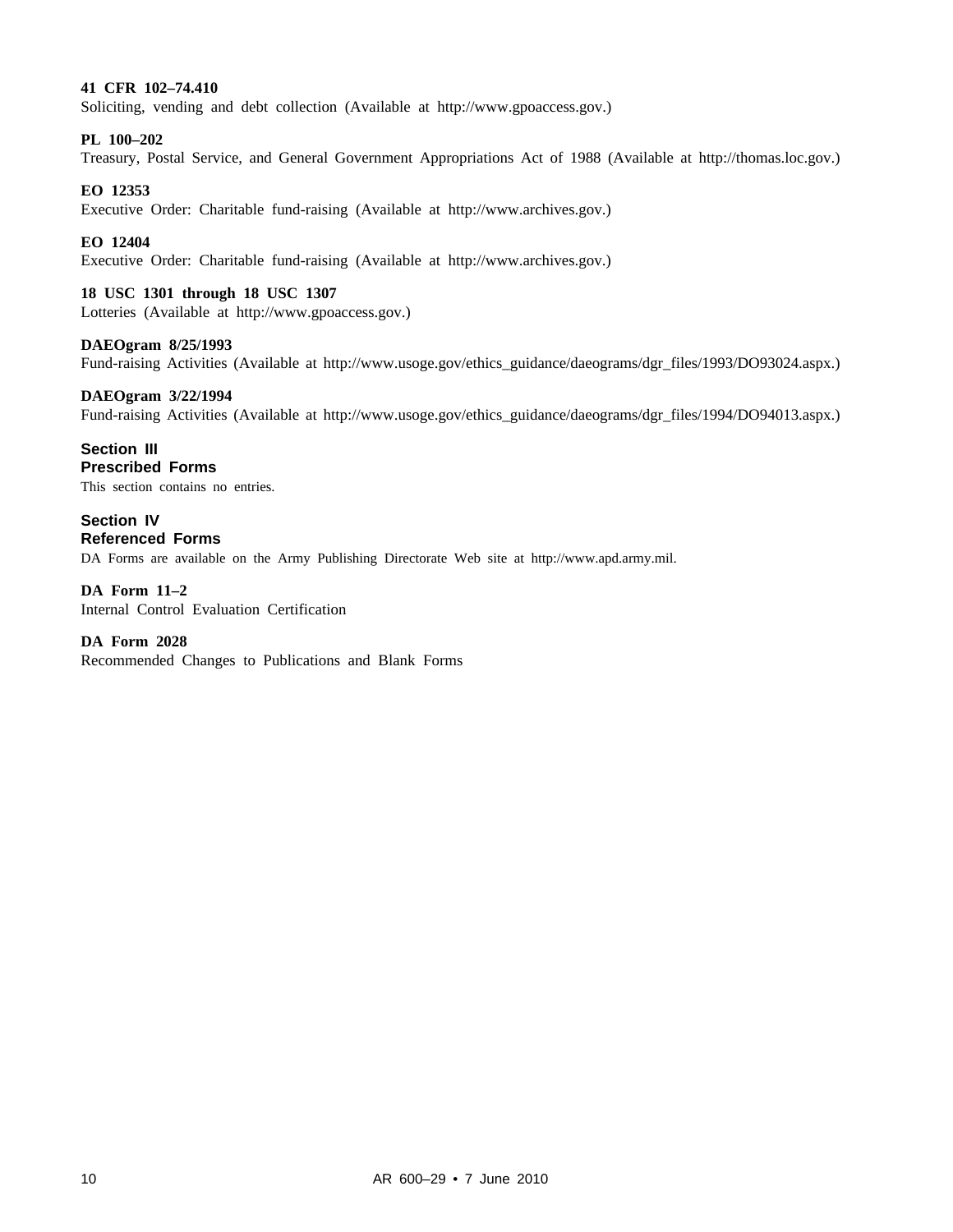**41 CFR 102–74.410**
Soliciting, vending and debt collection (Available at http://www.gpoaccess.gov.)

**PL 100–202**
Treasury, Postal Service, and General Government Appropriations Act of 1988 (Available at http://thomas.loc.gov.)

**EO 12353**
Executive Order: Charitable fund-raising (Available at http://www.archives.gov.)

**EO 12404**
Executive Order: Charitable fund-raising (Available at http://www.archives.gov.)

**18 USC 1301 through 18 USC 1307**
Lotteries (Available at http://www.gpoaccess.gov.)

**DAEOgram 8/25/1993**
Fund-raising Activities (Available at http://www.usoge.gov/ethics_guidance/daeograms/dgr_files/1993/DO93024.aspx.)

**DAEOgram 3/22/1994**
Fund-raising Activities (Available at http://www.usoge.gov/ethics_guidance/daeograms/dgr_files/1994/DO94013.aspx.)

## Section III
## Prescribed Forms

This section contains no entries.

## Section IV
## Referenced Forms

DA Forms are available on the Army Publishing Directorate Web site at http://www.apd.army.mil.

**DA Form 11–2**
Internal Control Evaluation Certification

**DA Form 2028**
Recommended Changes to Publications and Blank Forms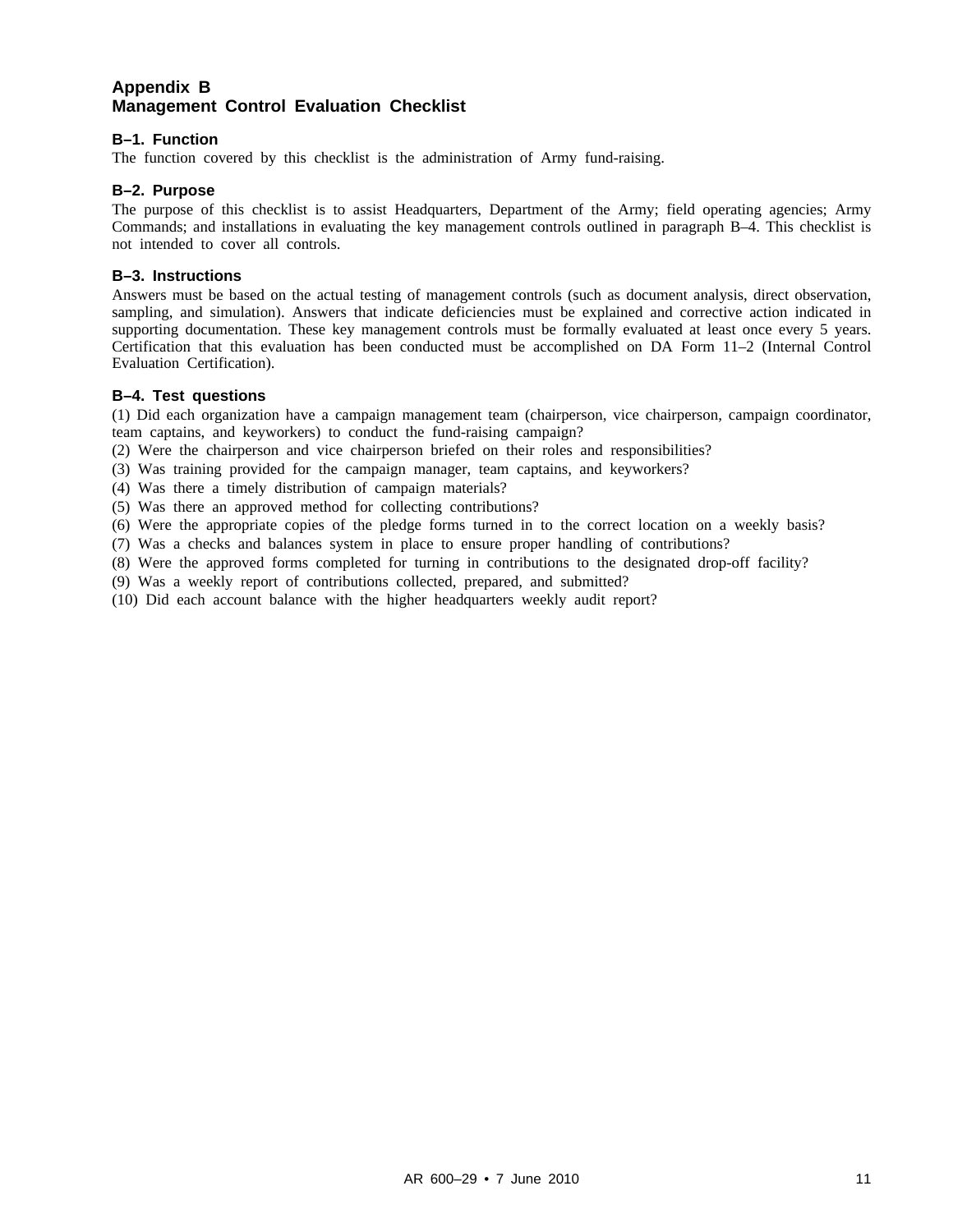# Appendix B
# Management Control Evaluation Checklist

### B–1. Function

The function covered by this checklist is the administration of Army fund-raising.

### B–2. Purpose

The purpose of this checklist is to assist Headquarters, Department of the Army; field operating agencies; Army Commands; and installations in evaluating the key management controls outlined in paragraph B–4. This checklist is not intended to cover all controls.

### B–3. Instructions

Answers must be based on the actual testing of management controls (such as document analysis, direct observation, sampling, and simulation). Answers that indicate deficiencies must be explained and corrective action indicated in supporting documentation. These key management controls must be formally evaluated at least once every 5 years. Certification that this evaluation has been conducted must be accomplished on DA Form 11–2 (Internal Control Evaluation Certification).

### B–4. Test questions

(1) Did each organization have a campaign management team (chairperson, vice chairperson, campaign coordinator, team captains, and keyworkers) to conduct the fund-raising campaign?

(2) Were the chairperson and vice chairperson briefed on their roles and responsibilities?

(3) Was training provided for the campaign manager, team captains, and keyworkers?

(4) Was there a timely distribution of campaign materials?

(5) Was there an approved method for collecting contributions?

(6) Were the appropriate copies of the pledge forms turned in to the correct location on a weekly basis?

(7) Was a checks and balances system in place to ensure proper handling of contributions?

(8) Were the approved forms completed for turning in contributions to the designated drop-off facility?

(9) Was a weekly report of contributions collected, prepared, and submitted?

(10) Did each account balance with the higher headquarters weekly audit report?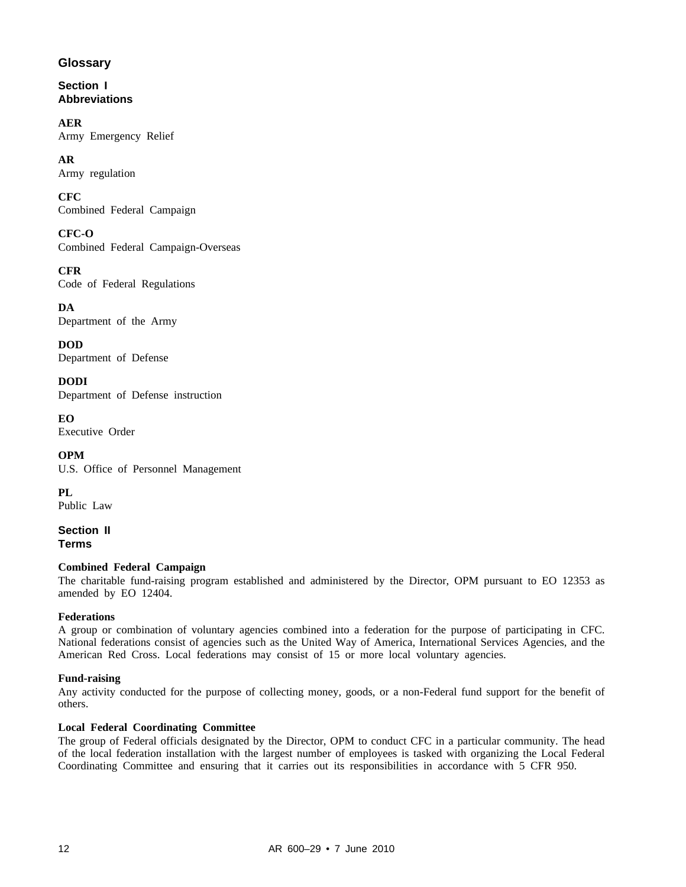# Glossary

## Section I
## Abbreviations

**AER**
Army Emergency Relief

**AR**
Army regulation

**CFC**
Combined Federal Campaign

**CFC-O**
Combined Federal Campaign-Overseas

**CFR**
Code of Federal Regulations

**DA**
Department of the Army

**DOD**
Department of Defense

**DODI**
Department of Defense instruction

**EO**
Executive Order

**OPM**
U.S. Office of Personnel Management

**PL**
Public Law

## Section II
## Terms

**Combined Federal Campaign**
The charitable fund-raising program established and administered by the Director, OPM pursuant to EO 12353 as amended by EO 12404.

**Federations**
A group or combination of voluntary agencies combined into a federation for the purpose of participating in CFC. National federations consist of agencies such as the United Way of America, International Services Agencies, and the American Red Cross. Local federations may consist of 15 or more local voluntary agencies.

**Fund-raising**
Any activity conducted for the purpose of collecting money, goods, or a non-Federal fund support for the benefit of others.

**Local Federal Coordinating Committee**
The group of Federal officials designated by the Director, OPM to conduct CFC in a particular community. The head of the local federation installation with the largest number of employees is tasked with organizing the Local Federal Coordinating Committee and ensuring that it carries out its responsibilities in accordance with 5 CFR 950.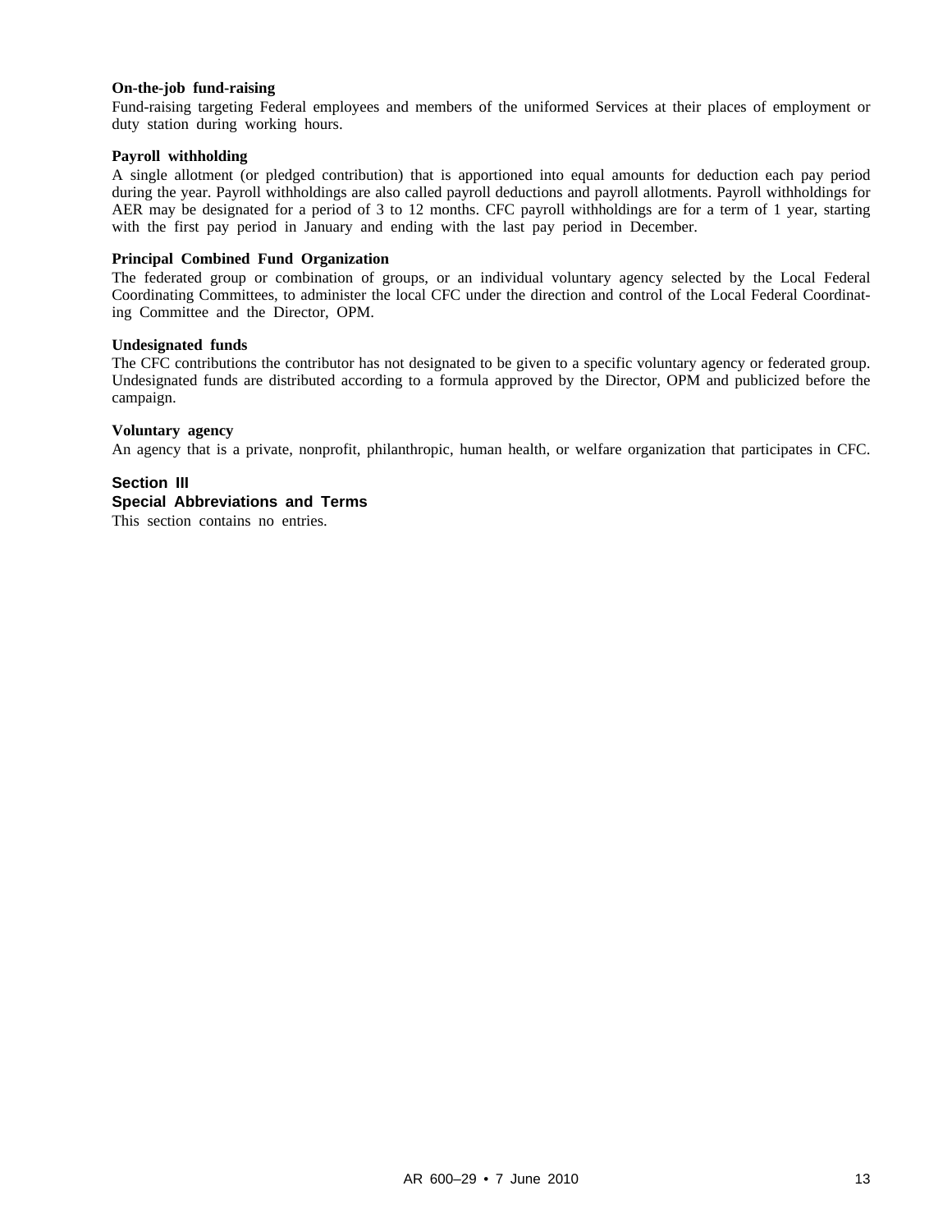**On-the-job fund-raising**

Fund-raising targeting Federal employees and members of the uniformed Services at their places of employment or duty station during working hours.

**Payroll withholding**

A single allotment (or pledged contribution) that is apportioned into equal amounts for deduction each pay period during the year. Payroll withholdings are also called payroll deductions and payroll allotments. Payroll withholdings for AER may be designated for a period of 3 to 12 months. CFC payroll withholdings are for a term of 1 year, starting with the first pay period in January and ending with the last pay period in December.

**Principal Combined Fund Organization**

The federated group or combination of groups, or an individual voluntary agency selected by the Local Federal Coordinating Committees, to administer the local CFC under the direction and control of the Local Federal Coordinating Committee and the Director, OPM.

**Undesignated funds**

The CFC contributions the contributor has not designated to be given to a specific voluntary agency or federated group. Undesignated funds are distributed according to a formula approved by the Director, OPM and publicized before the campaign.

**Voluntary agency**

An agency that is a private, nonprofit, philanthropic, human health, or welfare organization that participates in CFC.

## Section III
## Special Abbreviations and Terms

This section contains no entries.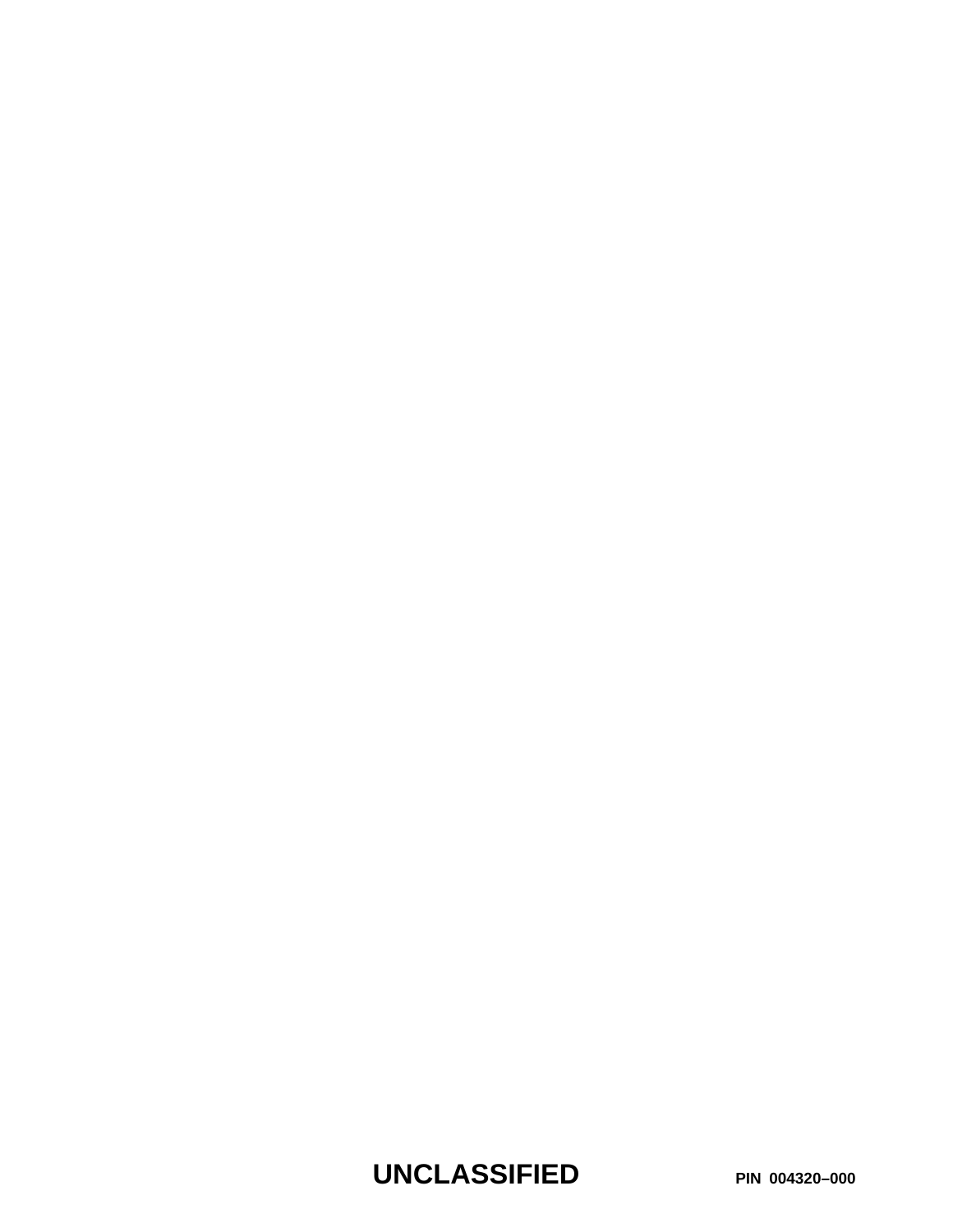**UNCLASSIFIED** PIN 004320–000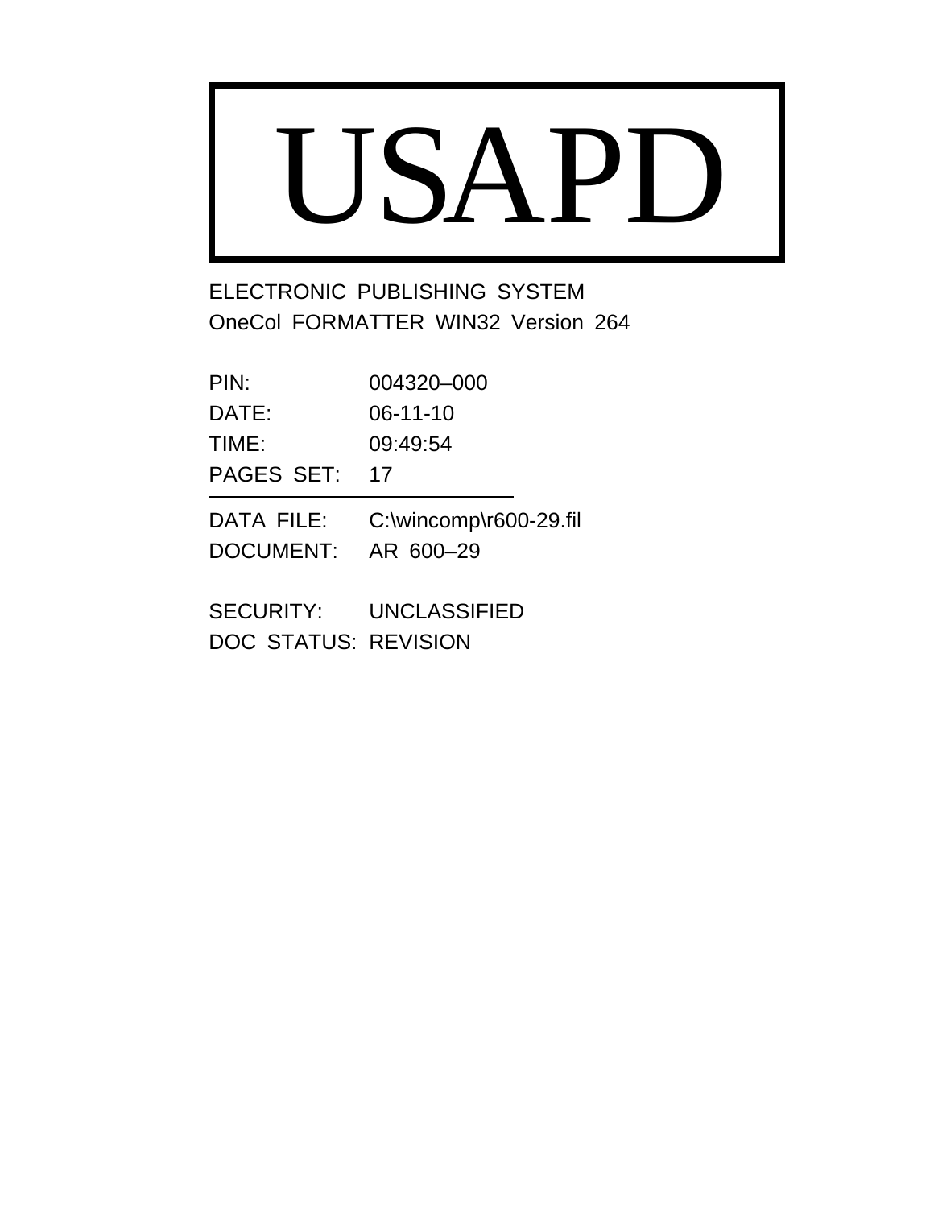# USAPD

ELECTRONIC PUBLISHING SYSTEM
OneCol FORMATTER WIN32 Version 264

| | |
|---|---|
| PIN: | 004320–000 |
| DATE: | 06-11-10 |
| TIME: | 09:49:54 |
| PAGES SET: | 17 |

| | |
|---|---|
| DATA FILE: | C:\wincomp\r600-29.fil |
| DOCUMENT: | AR 600–29 |

| | |
|---|---|
| SECURITY: | UNCLASSIFIED |
| DOC STATUS: | REVISION |